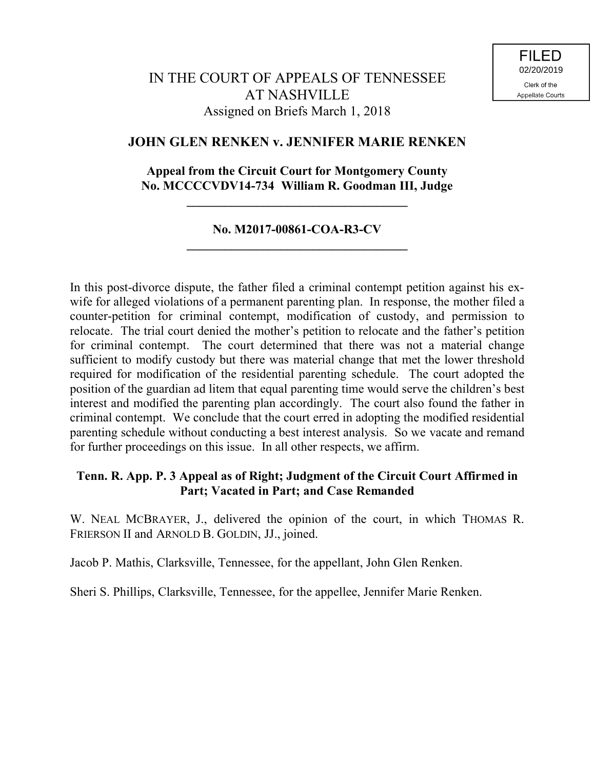FILED
02/20/2019
Clerk of the
Appellate Courts

IN THE COURT OF APPEALS OF TENNESSEE
AT NASHVILLE
Assigned on Briefs March 1, 2018

**JOHN GLEN RENKEN v. JENNIFER MARIE RENKEN**

**Appeal from the Circuit Court for Montgomery County**
**No. MCCCCVDV14-734 William R. Goodman III, Judge**

---

**No. M2017-00861-COA-R3-CV**

---

In this post-divorce dispute, the father filed a criminal contempt petition against his ex-wife for alleged violations of a permanent parenting plan. In response, the mother filed a counter-petition for criminal contempt, modification of custody, and permission to relocate. The trial court denied the mother's petition to relocate and the father's petition for criminal contempt. The court determined that there was not a material change sufficient to modify custody but there was material change that met the lower threshold required for modification of the residential parenting schedule. The court adopted the position of the guardian ad litem that equal parenting time would serve the children's best interest and modified the parenting plan accordingly. The court also found the father in criminal contempt. We conclude that the court erred in adopting the modified residential parenting schedule without conducting a best interest analysis. So we vacate and remand for further proceedings on this issue. In all other respects, we affirm.

**Tenn. R. App. P. 3 Appeal as of Right; Judgment of the Circuit Court Affirmed in Part; Vacated in Part; and Case Remanded**

W. NEAL MCBRAYER, J., delivered the opinion of the court, in which THOMAS R. FRIERSON II and ARNOLD B. GOLDIN, JJ., joined.

Jacob P. Mathis, Clarksville, Tennessee, for the appellant, John Glen Renken.

Sheri S. Phillips, Clarksville, Tennessee, for the appellee, Jennifer Marie Renken.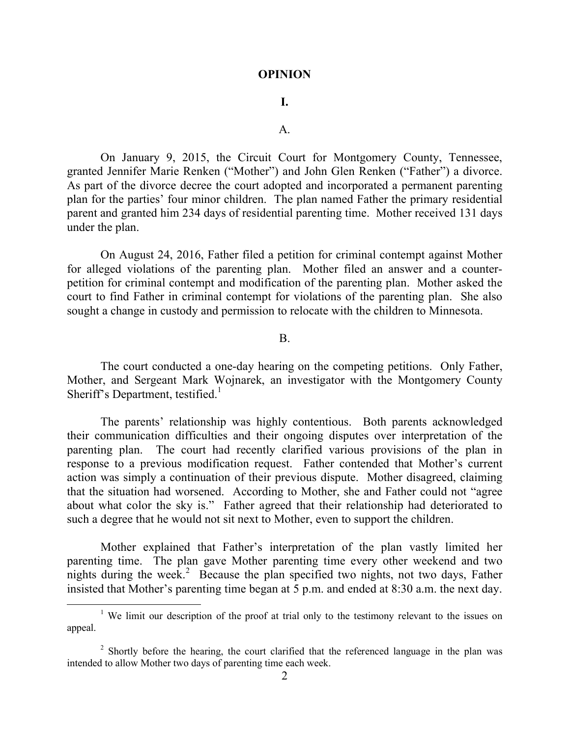# OPINION

## I.

### A.

On January 9, 2015, the Circuit Court for Montgomery County, Tennessee, granted Jennifer Marie Renken ("Mother") and John Glen Renken ("Father") a divorce. As part of the divorce decree the court adopted and incorporated a permanent parenting plan for the parties' four minor children. The plan named Father the primary residential parent and granted him 234 days of residential parenting time. Mother received 131 days under the plan.

On August 24, 2016, Father filed a petition for criminal contempt against Mother for alleged violations of the parenting plan. Mother filed an answer and a counter-petition for criminal contempt and modification of the parenting plan. Mother asked the court to find Father in criminal contempt for violations of the parenting plan. She also sought a change in custody and permission to relocate with the children to Minnesota.

### B.

The court conducted a one-day hearing on the competing petitions. Only Father, Mother, and Sergeant Mark Wojnarek, an investigator with the Montgomery County Sheriff's Department, testified.[1]

The parents' relationship was highly contentious. Both parents acknowledged their communication difficulties and their ongoing disputes over interpretation of the parenting plan. The court had recently clarified various provisions of the plan in response to a previous modification request. Father contended that Mother's current action was simply a continuation of their previous dispute. Mother disagreed, claiming that the situation had worsened. According to Mother, she and Father could not "agree about what color the sky is." Father agreed that their relationship had deteriorated to such a degree that he would not sit next to Mother, even to support the children.

Mother explained that Father's interpretation of the plan vastly limited her parenting time. The plan gave Mother parenting time every other weekend and two nights during the week.[2] Because the plan specified two nights, not two days, Father insisted that Mother's parenting time began at 5 p.m. and ended at 8:30 a.m. the next day.

---

[1] We limit our description of the proof at trial only to the testimony relevant to the issues on appeal.

[2] Shortly before the hearing, the court clarified that the referenced language in the plan was intended to allow Mother two days of parenting time each week.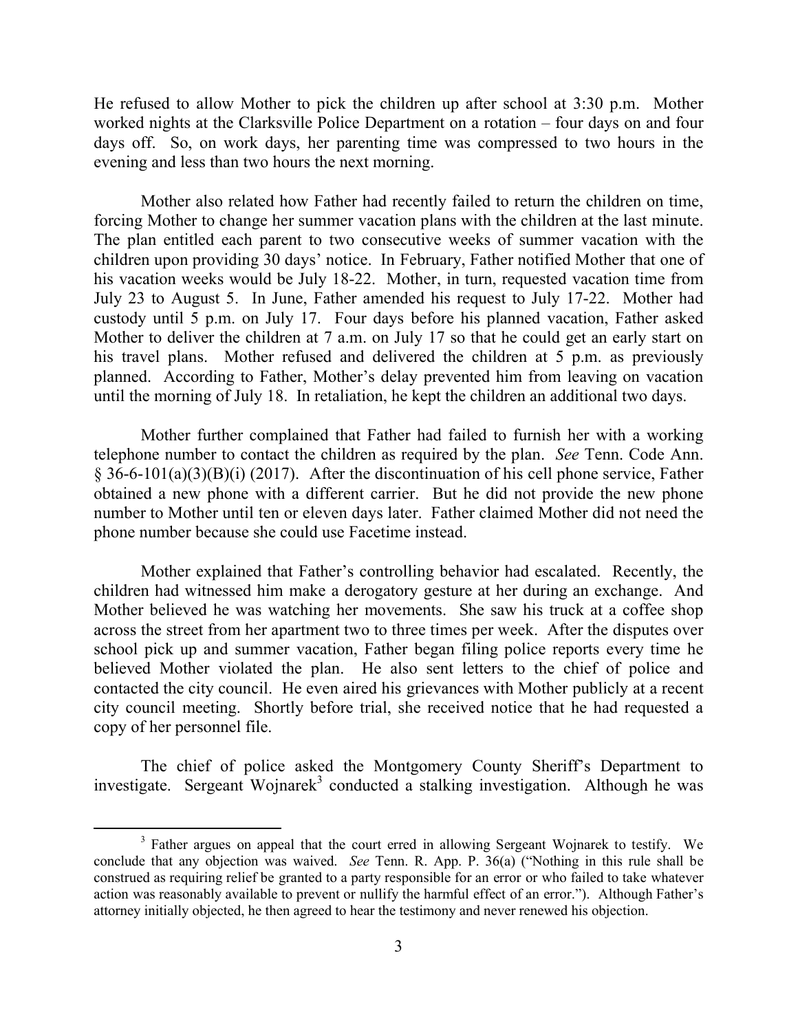He refused to allow Mother to pick the children up after school at 3:30 p.m. Mother worked nights at the Clarksville Police Department on a rotation – four days on and four days off. So, on work days, her parenting time was compressed to two hours in the evening and less than two hours the next morning.

Mother also related how Father had recently failed to return the children on time, forcing Mother to change her summer vacation plans with the children at the last minute. The plan entitled each parent to two consecutive weeks of summer vacation with the children upon providing 30 days' notice. In February, Father notified Mother that one of his vacation weeks would be July 18-22. Mother, in turn, requested vacation time from July 23 to August 5. In June, Father amended his request to July 17-22. Mother had custody until 5 p.m. on July 17. Four days before his planned vacation, Father asked Mother to deliver the children at 7 a.m. on July 17 so that he could get an early start on his travel plans. Mother refused and delivered the children at 5 p.m. as previously planned. According to Father, Mother's delay prevented him from leaving on vacation until the morning of July 18. In retaliation, he kept the children an additional two days.

Mother further complained that Father had failed to furnish her with a working telephone number to contact the children as required by the plan. *See* Tenn. Code Ann. § 36-6-101(a)(3)(B)(i) (2017). After the discontinuation of his cell phone service, Father obtained a new phone with a different carrier. But he did not provide the new phone number to Mother until ten or eleven days later. Father claimed Mother did not need the phone number because she could use Facetime instead.

Mother explained that Father's controlling behavior had escalated. Recently, the children had witnessed him make a derogatory gesture at her during an exchange. And Mother believed he was watching her movements. She saw his truck at a coffee shop across the street from her apartment two to three times per week. After the disputes over school pick up and summer vacation, Father began filing police reports every time he believed Mother violated the plan. He also sent letters to the chief of police and contacted the city council. He even aired his grievances with Mother publicly at a recent city council meeting. Shortly before trial, she received notice that he had requested a copy of her personnel file.

The chief of police asked the Montgomery County Sheriff's Department to investigate. Sergeant Wojnarek[3] conducted a stalking investigation. Although he was

---

[3] Father argues on appeal that the court erred in allowing Sergeant Wojnarek to testify. We conclude that any objection was waived. *See* Tenn. R. App. P. 36(a) ("Nothing in this rule shall be construed as requiring relief be granted to a party responsible for an error or who failed to take whatever action was reasonably available to prevent or nullify the harmful effect of an error."). Although Father's attorney initially objected, he then agreed to hear the testimony and never renewed his objection.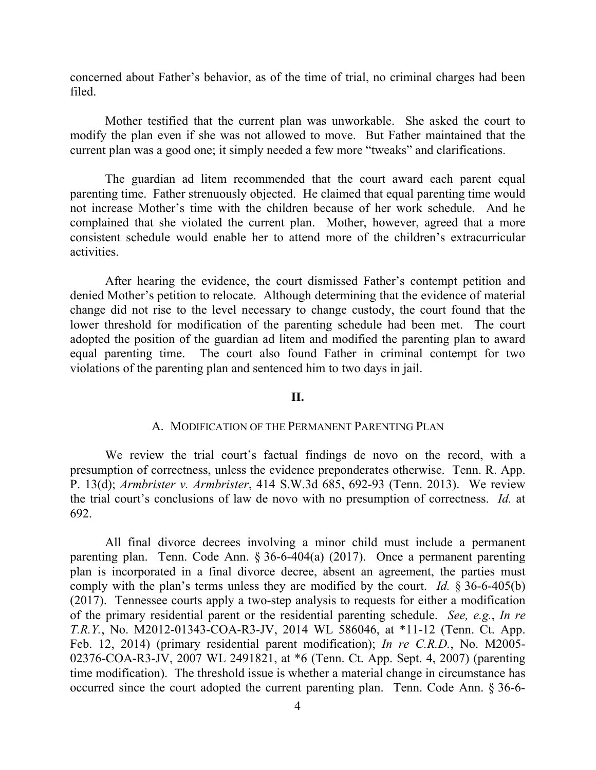concerned about Father's behavior, as of the time of trial, no criminal charges had been filed.

Mother testified that the current plan was unworkable. She asked the court to modify the plan even if she was not allowed to move. But Father maintained that the current plan was a good one; it simply needed a few more "tweaks" and clarifications.

The guardian ad litem recommended that the court award each parent equal parenting time. Father strenuously objected. He claimed that equal parenting time would not increase Mother's time with the children because of her work schedule. And he complained that she violated the current plan. Mother, however, agreed that a more consistent schedule would enable her to attend more of the children's extracurricular activities.

After hearing the evidence, the court dismissed Father's contempt petition and denied Mother's petition to relocate. Although determining that the evidence of material change did not rise to the level necessary to change custody, the court found that the lower threshold for modification of the parenting schedule had been met. The court adopted the position of the guardian ad litem and modified the parenting plan to award equal parenting time. The court also found Father in criminal contempt for two violations of the parenting plan and sentenced him to two days in jail.

## II.

### A. Modification of the Permanent Parenting Plan

We review the trial court's factual findings de novo on the record, with a presumption of correctness, unless the evidence preponderates otherwise. Tenn. R. App. P. 13(d); *Armbrister v. Armbrister*, 414 S.W.3d 685, 692-93 (Tenn. 2013). We review the trial court's conclusions of law de novo with no presumption of correctness. *Id.* at 692.

All final divorce decrees involving a minor child must include a permanent parenting plan. Tenn. Code Ann. § 36-6-404(a) (2017). Once a permanent parenting plan is incorporated in a final divorce decree, absent an agreement, the parties must comply with the plan's terms unless they are modified by the court. *Id.* § 36-6-405(b) (2017). Tennessee courts apply a two-step analysis to requests for either a modification of the primary residential parent or the residential parenting schedule. *See, e.g.*, *In re T.R.Y.*, No. M2012-01343-COA-R3-JV, 2014 WL 586046, at *11-12 (Tenn. Ct. App. Feb. 12, 2014) (primary residential parent modification); *In re C.R.D.*, No. M2005-02376-COA-R3-JV, 2007 WL 2491821, at *6 (Tenn. Ct. App. Sept. 4, 2007) (parenting time modification). The threshold issue is whether a material change in circumstance has occurred since the court adopted the current parenting plan. Tenn. Code Ann. § 36-6-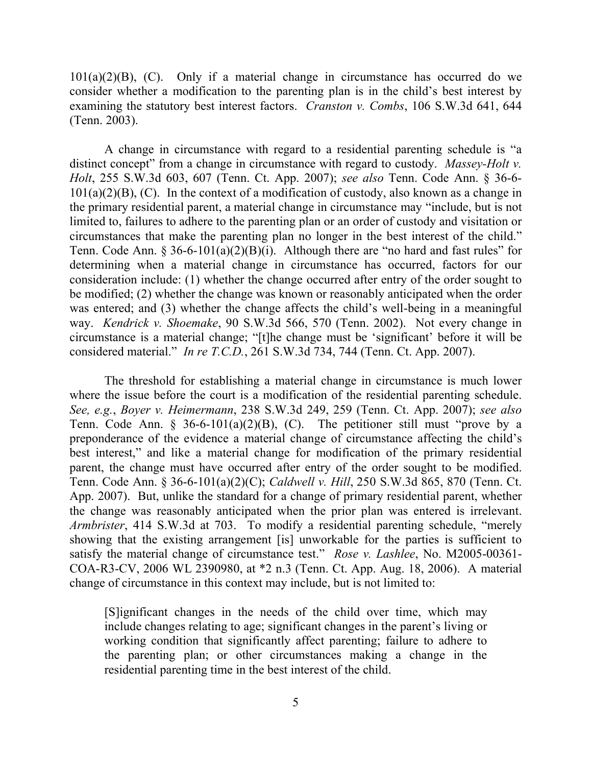101(a)(2)(B), (C). Only if a material change in circumstance has occurred do we consider whether a modification to the parenting plan is in the child's best interest by examining the statutory best interest factors. *Cranston v. Combs*, 106 S.W.3d 641, 644 (Tenn. 2003).

A change in circumstance with regard to a residential parenting schedule is "a distinct concept" from a change in circumstance with regard to custody. *Massey-Holt v. Holt*, 255 S.W.3d 603, 607 (Tenn. Ct. App. 2007); *see also* Tenn. Code Ann. § 36-6-101(a)(2)(B), (C). In the context of a modification of custody, also known as a change in the primary residential parent, a material change in circumstance may "include, but is not limited to, failures to adhere to the parenting plan or an order of custody and visitation or circumstances that make the parenting plan no longer in the best interest of the child." Tenn. Code Ann. § 36-6-101(a)(2)(B)(i). Although there are "no hard and fast rules" for determining when a material change in circumstance has occurred, factors for our consideration include: (1) whether the change occurred after entry of the order sought to be modified; (2) whether the change was known or reasonably anticipated when the order was entered; and (3) whether the change affects the child's well-being in a meaningful way. *Kendrick v. Shoemake*, 90 S.W.3d 566, 570 (Tenn. 2002). Not every change in circumstance is a material change; "[t]he change must be 'significant' before it will be considered material." *In re T.C.D.*, 261 S.W.3d 734, 744 (Tenn. Ct. App. 2007).

The threshold for establishing a material change in circumstance is much lower where the issue before the court is a modification of the residential parenting schedule. *See, e.g.*, *Boyer v. Heimermann*, 238 S.W.3d 249, 259 (Tenn. Ct. App. 2007); *see also* Tenn. Code Ann. § 36-6-101(a)(2)(B), (C). The petitioner still must "prove by a preponderance of the evidence a material change of circumstance affecting the child's best interest," and like a material change for modification of the primary residential parent, the change must have occurred after entry of the order sought to be modified. Tenn. Code Ann. § 36-6-101(a)(2)(C); *Caldwell v. Hill*, 250 S.W.3d 865, 870 (Tenn. Ct. App. 2007). But, unlike the standard for a change of primary residential parent, whether the change was reasonably anticipated when the prior plan was entered is irrelevant. *Armbrister*, 414 S.W.3d at 703. To modify a residential parenting schedule, "merely showing that the existing arrangement [is] unworkable for the parties is sufficient to satisfy the material change of circumstance test." *Rose v. Lashlee*, No. M2005-00361-COA-R3-CV, 2006 WL 2390980, at *2 n.3 (Tenn. Ct. App. Aug. 18, 2006). A material change of circumstance in this context may include, but is not limited to:

> [S]ignificant changes in the needs of the child over time, which may include changes relating to age; significant changes in the parent's living or working condition that significantly affect parenting; failure to adhere to the parenting plan; or other circumstances making a change in the residential parenting time in the best interest of the child.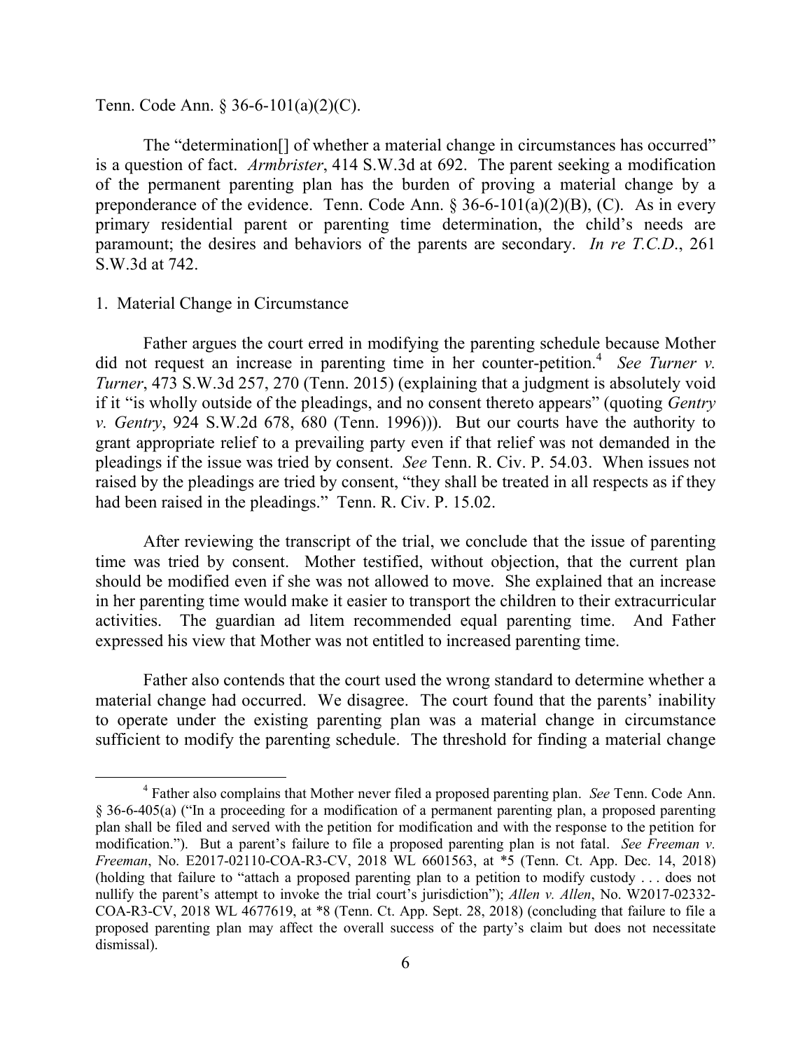Tenn. Code Ann. § 36-6-101(a)(2)(C).

The "determination[] of whether a material change in circumstances has occurred" is a question of fact. *Armbrister*, 414 S.W.3d at 692. The parent seeking a modification of the permanent parenting plan has the burden of proving a material change by a preponderance of the evidence. Tenn. Code Ann. § 36-6-101(a)(2)(B), (C). As in every primary residential parent or parenting time determination, the child's needs are paramount; the desires and behaviors of the parents are secondary. *In re T.C.D*., 261 S.W.3d at 742.

1. Material Change in Circumstance

Father argues the court erred in modifying the parenting schedule because Mother did not request an increase in parenting time in her counter-petition.[4] *See Turner v. Turner*, 473 S.W.3d 257, 270 (Tenn. 2015) (explaining that a judgment is absolutely void if it "is wholly outside of the pleadings, and no consent thereto appears" (quoting *Gentry v. Gentry*, 924 S.W.2d 678, 680 (Tenn. 1996))). But our courts have the authority to grant appropriate relief to a prevailing party even if that relief was not demanded in the pleadings if the issue was tried by consent. *See* Tenn. R. Civ. P. 54.03. When issues not raised by the pleadings are tried by consent, "they shall be treated in all respects as if they had been raised in the pleadings." Tenn. R. Civ. P. 15.02.

After reviewing the transcript of the trial, we conclude that the issue of parenting time was tried by consent. Mother testified, without objection, that the current plan should be modified even if she was not allowed to move. She explained that an increase in her parenting time would make it easier to transport the children to their extracurricular activities. The guardian ad litem recommended equal parenting time. And Father expressed his view that Mother was not entitled to increased parenting time.

Father also contends that the court used the wrong standard to determine whether a material change had occurred. We disagree. The court found that the parents' inability to operate under the existing parenting plan was a material change in circumstance sufficient to modify the parenting schedule. The threshold for finding a material change

---

[4] Father also complains that Mother never filed a proposed parenting plan. *See* Tenn. Code Ann. § 36-6-405(a) ("In a proceeding for a modification of a permanent parenting plan, a proposed parenting plan shall be filed and served with the petition for modification and with the response to the petition for modification."). But a parent's failure to file a proposed parenting plan is not fatal. *See Freeman v. Freeman*, No. E2017-02110-COA-R3-CV, 2018 WL 6601563, at *5 (Tenn. Ct. App. Dec. 14, 2018) (holding that failure to "attach a proposed parenting plan to a petition to modify custody . . . does not nullify the parent's attempt to invoke the trial court's jurisdiction"); *Allen v. Allen*, No. W2017-02332-COA-R3-CV, 2018 WL 4677619, at *8 (Tenn. Ct. App. Sept. 28, 2018) (concluding that failure to file a proposed parenting plan may affect the overall success of the party's claim but does not necessitate dismissal).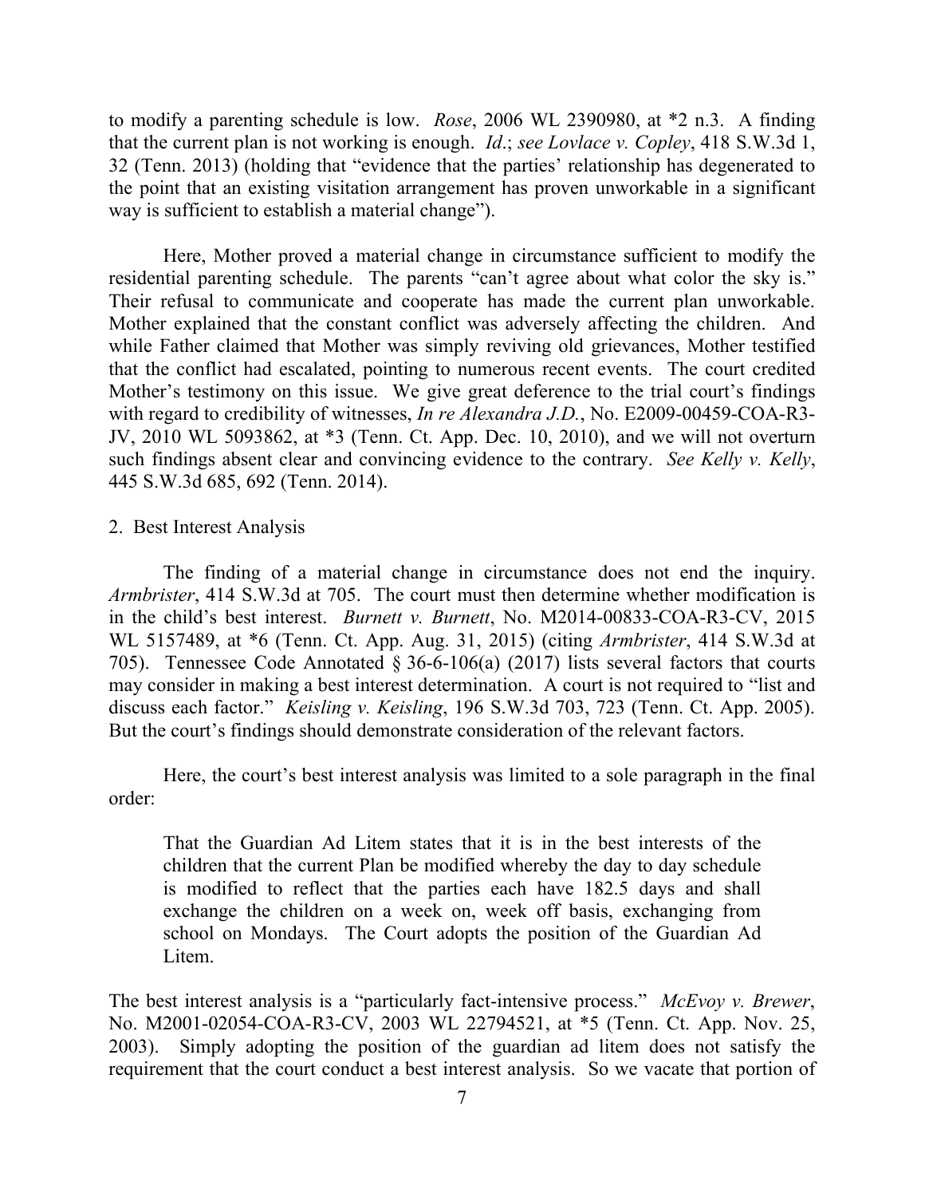to modify a parenting schedule is low. *Rose*, 2006 WL 2390980, at *2 n.3. A finding that the current plan is not working is enough. *Id*.; *see Lovlace v. Copley*, 418 S.W.3d 1, 32 (Tenn. 2013) (holding that "evidence that the parties' relationship has degenerated to the point that an existing visitation arrangement has proven unworkable in a significant way is sufficient to establish a material change").

Here, Mother proved a material change in circumstance sufficient to modify the residential parenting schedule. The parents "can't agree about what color the sky is." Their refusal to communicate and cooperate has made the current plan unworkable. Mother explained that the constant conflict was adversely affecting the children. And while Father claimed that Mother was simply reviving old grievances, Mother testified that the conflict had escalated, pointing to numerous recent events. The court credited Mother's testimony on this issue. We give great deference to the trial court's findings with regard to credibility of witnesses, *In re Alexandra J.D.*, No. E2009-00459-COA-R3-JV, 2010 WL 5093862, at *3 (Tenn. Ct. App. Dec. 10, 2010), and we will not overturn such findings absent clear and convincing evidence to the contrary. *See Kelly v. Kelly*, 445 S.W.3d 685, 692 (Tenn. 2014).

2. Best Interest Analysis

The finding of a material change in circumstance does not end the inquiry. *Armbrister*, 414 S.W.3d at 705. The court must then determine whether modification is in the child's best interest. *Burnett v. Burnett*, No. M2014-00833-COA-R3-CV, 2015 WL 5157489, at *6 (Tenn. Ct. App. Aug. 31, 2015) (citing *Armbrister*, 414 S.W.3d at 705). Tennessee Code Annotated § 36-6-106(a) (2017) lists several factors that courts may consider in making a best interest determination. A court is not required to "list and discuss each factor." *Keisling v. Keisling*, 196 S.W.3d 703, 723 (Tenn. Ct. App. 2005). But the court's findings should demonstrate consideration of the relevant factors.

Here, the court's best interest analysis was limited to a sole paragraph in the final order:

> That the Guardian Ad Litem states that it is in the best interests of the children that the current Plan be modified whereby the day to day schedule is modified to reflect that the parties each have 182.5 days and shall exchange the children on a week on, week off basis, exchanging from school on Mondays. The Court adopts the position of the Guardian Ad Litem.

The best interest analysis is a "particularly fact-intensive process." *McEvoy v. Brewer*, No. M2001-02054-COA-R3-CV, 2003 WL 22794521, at *5 (Tenn. Ct. App. Nov. 25, 2003). Simply adopting the position of the guardian ad litem does not satisfy the requirement that the court conduct a best interest analysis. So we vacate that portion of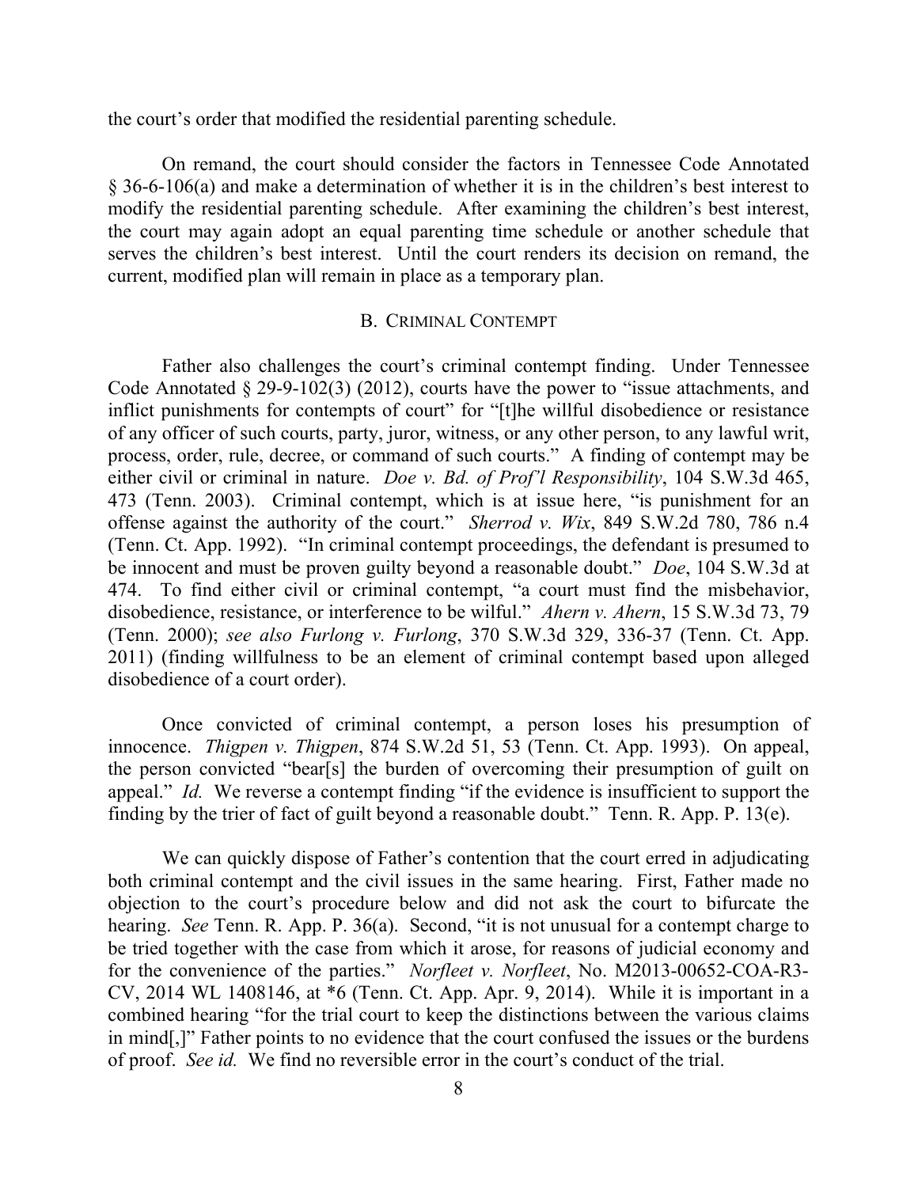the court's order that modified the residential parenting schedule.

On remand, the court should consider the factors in Tennessee Code Annotated § 36-6-106(a) and make a determination of whether it is in the children's best interest to modify the residential parenting schedule. After examining the children's best interest, the court may again adopt an equal parenting time schedule or another schedule that serves the children's best interest. Until the court renders its decision on remand, the current, modified plan will remain in place as a temporary plan.

### B. Criminal Contempt

Father also challenges the court's criminal contempt finding. Under Tennessee Code Annotated § 29-9-102(3) (2012), courts have the power to "issue attachments, and inflict punishments for contempts of court" for "[t]he willful disobedience or resistance of any officer of such courts, party, juror, witness, or any other person, to any lawful writ, process, order, rule, decree, or command of such courts." A finding of contempt may be either civil or criminal in nature. *Doe v. Bd. of Prof'l Responsibility*, 104 S.W.3d 465, 473 (Tenn. 2003). Criminal contempt, which is at issue here, "is punishment for an offense against the authority of the court." *Sherrod v. Wix*, 849 S.W.2d 780, 786 n.4 (Tenn. Ct. App. 1992). "In criminal contempt proceedings, the defendant is presumed to be innocent and must be proven guilty beyond a reasonable doubt." *Doe*, 104 S.W.3d at 474. To find either civil or criminal contempt, "a court must find the misbehavior, disobedience, resistance, or interference to be wilful." *Ahern v. Ahern*, 15 S.W.3d 73, 79 (Tenn. 2000); *see also Furlong v. Furlong*, 370 S.W.3d 329, 336-37 (Tenn. Ct. App. 2011) (finding willfulness to be an element of criminal contempt based upon alleged disobedience of a court order).

Once convicted of criminal contempt, a person loses his presumption of innocence. *Thigpen v. Thigpen*, 874 S.W.2d 51, 53 (Tenn. Ct. App. 1993). On appeal, the person convicted "bear[s] the burden of overcoming their presumption of guilt on appeal." *Id.* We reverse a contempt finding "if the evidence is insufficient to support the finding by the trier of fact of guilt beyond a reasonable doubt." Tenn. R. App. P. 13(e).

We can quickly dispose of Father's contention that the court erred in adjudicating both criminal contempt and the civil issues in the same hearing. First, Father made no objection to the court's procedure below and did not ask the court to bifurcate the hearing. *See* Tenn. R. App. P. 36(a). Second, "it is not unusual for a contempt charge to be tried together with the case from which it arose, for reasons of judicial economy and for the convenience of the parties." *Norfleet v. Norfleet*, No. M2013-00652-COA-R3-CV, 2014 WL 1408146, at *6 (Tenn. Ct. App. Apr. 9, 2014). While it is important in a combined hearing "for the trial court to keep the distinctions between the various claims in mind[,]" Father points to no evidence that the court confused the issues or the burdens of proof. *See id.* We find no reversible error in the court's conduct of the trial.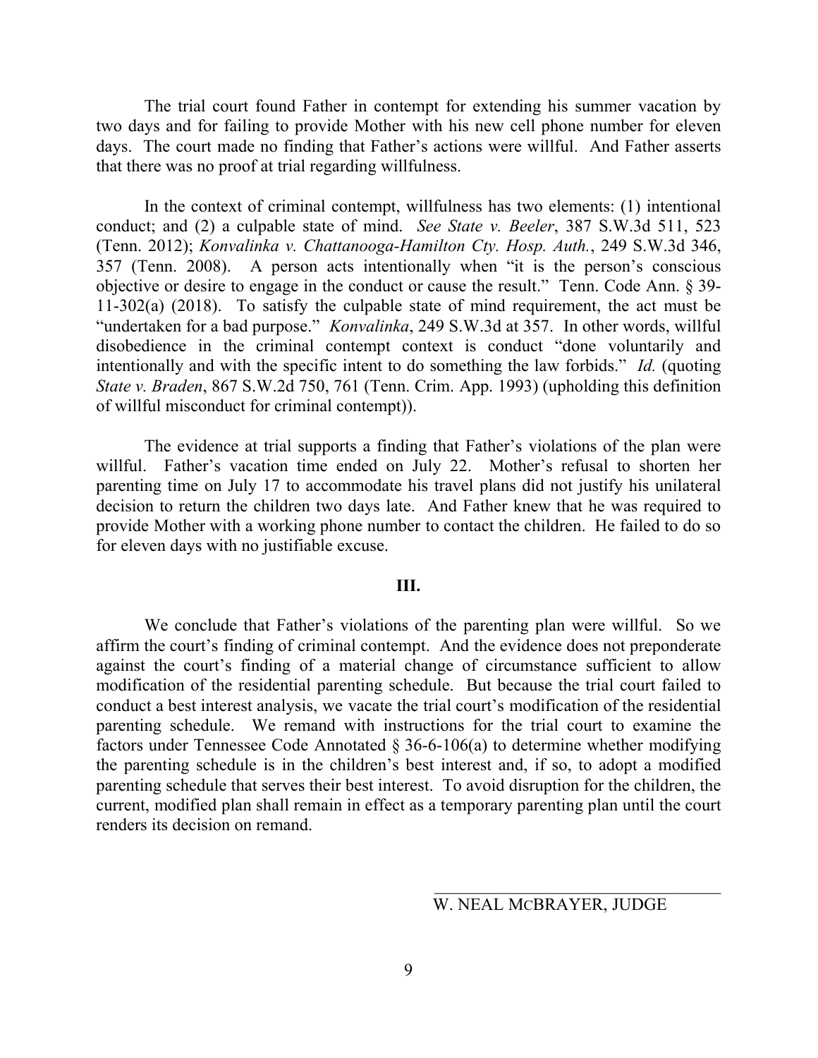The trial court found Father in contempt for extending his summer vacation by two days and for failing to provide Mother with his new cell phone number for eleven days. The court made no finding that Father's actions were willful. And Father asserts that there was no proof at trial regarding willfulness.

In the context of criminal contempt, willfulness has two elements: (1) intentional conduct; and (2) a culpable state of mind. *See State v. Beeler*, 387 S.W.3d 511, 523 (Tenn. 2012); *Konvalinka v. Chattanooga-Hamilton Cty. Hosp. Auth.*, 249 S.W.3d 346, 357 (Tenn. 2008). A person acts intentionally when "it is the person's conscious objective or desire to engage in the conduct or cause the result." Tenn. Code Ann. § 39-11-302(a) (2018). To satisfy the culpable state of mind requirement, the act must be "undertaken for a bad purpose." *Konvalinka*, 249 S.W.3d at 357. In other words, willful disobedience in the criminal contempt context is conduct "done voluntarily and intentionally and with the specific intent to do something the law forbids." *Id.* (quoting *State v. Braden*, 867 S.W.2d 750, 761 (Tenn. Crim. App. 1993) (upholding this definition of willful misconduct for criminal contempt)).

The evidence at trial supports a finding that Father's violations of the plan were willful. Father's vacation time ended on July 22. Mother's refusal to shorten her parenting time on July 17 to accommodate his travel plans did not justify his unilateral decision to return the children two days late. And Father knew that he was required to provide Mother with a working phone number to contact the children. He failed to do so for eleven days with no justifiable excuse.

## III.

We conclude that Father's violations of the parenting plan were willful. So we affirm the court's finding of criminal contempt. And the evidence does not preponderate against the court's finding of a material change of circumstance sufficient to allow modification of the residential parenting schedule. But because the trial court failed to conduct a best interest analysis, we vacate the trial court's modification of the residential parenting schedule. We remand with instructions for the trial court to examine the factors under Tennessee Code Annotated § 36-6-106(a) to determine whether modifying the parenting schedule is in the children's best interest and, if so, to adopt a modified parenting schedule that serves their best interest. To avoid disruption for the children, the current, modified plan shall remain in effect as a temporary parenting plan until the court renders its decision on remand.

\_\_\_\_\_\_\_\_\_\_\_\_\_\_\_\_\_\_\_\_\_\_\_\_\_\_\_\_\_\_\_\_\_\_

W. NEAL MCBRAYER, JUDGE